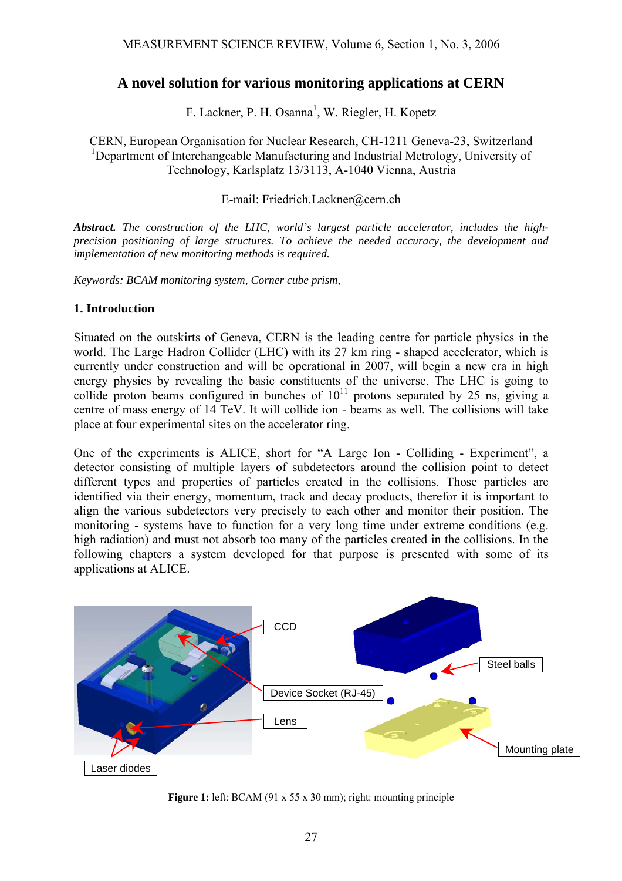# A novel solution for various monitoring applications at CERN

F. Lackner, P. H. Osanna[1], W. Riegler, H. Kopetz

CERN, European Organisation for Nuclear Research, CH-1211 Geneva-23, Switzerland
[1]Department of Interchangeable Manufacturing and Industrial Metrology, University of Technology, Karlsplatz 13/3113, A-1040 Vienna, Austria

E-mail: Friedrich.Lackner@cern.ch

***Abstract.*** *The construction of the LHC, world's largest particle accelerator, includes the high-precision positioning of large structures. To achieve the needed accuracy, the development and implementation of new monitoring methods is required.*

*Keywords: BCAM monitoring system, Corner cube prism,*

## 1. Introduction

Situated on the outskirts of Geneva, CERN is the leading centre for particle physics in the world. The Large Hadron Collider (LHC) with its 27 km ring - shaped accelerator, which is currently under construction and will be operational in 2007, will begin a new era in high energy physics by revealing the basic constituents of the universe. The LHC is going to collide proton beams configured in bunches of $10^{11}$ protons separated by 25 ns, giving a centre of mass energy of 14 TeV. It will collide ion - beams as well. The collisions will take place at four experimental sites on the accelerator ring.

One of the experiments is ALICE, short for "A Large Ion - Colliding - Experiment", a detector consisting of multiple layers of subdetectors around the collision point to detect different types and properties of particles created in the collisions. Those particles are identified via their energy, momentum, track and decay products, therefor it is important to align the various subdetectors very precisely to each other and monitor their position. The monitoring - systems have to function for a very long time under extreme conditions (e.g. high radiation) and must not absorb too many of the particles created in the collisions. In the following chapters a system developed for that purpose is presented with some of its applications at ALICE.

**Figure 1:** left: BCAM (91 x 55 x 30 mm); right: mounting principle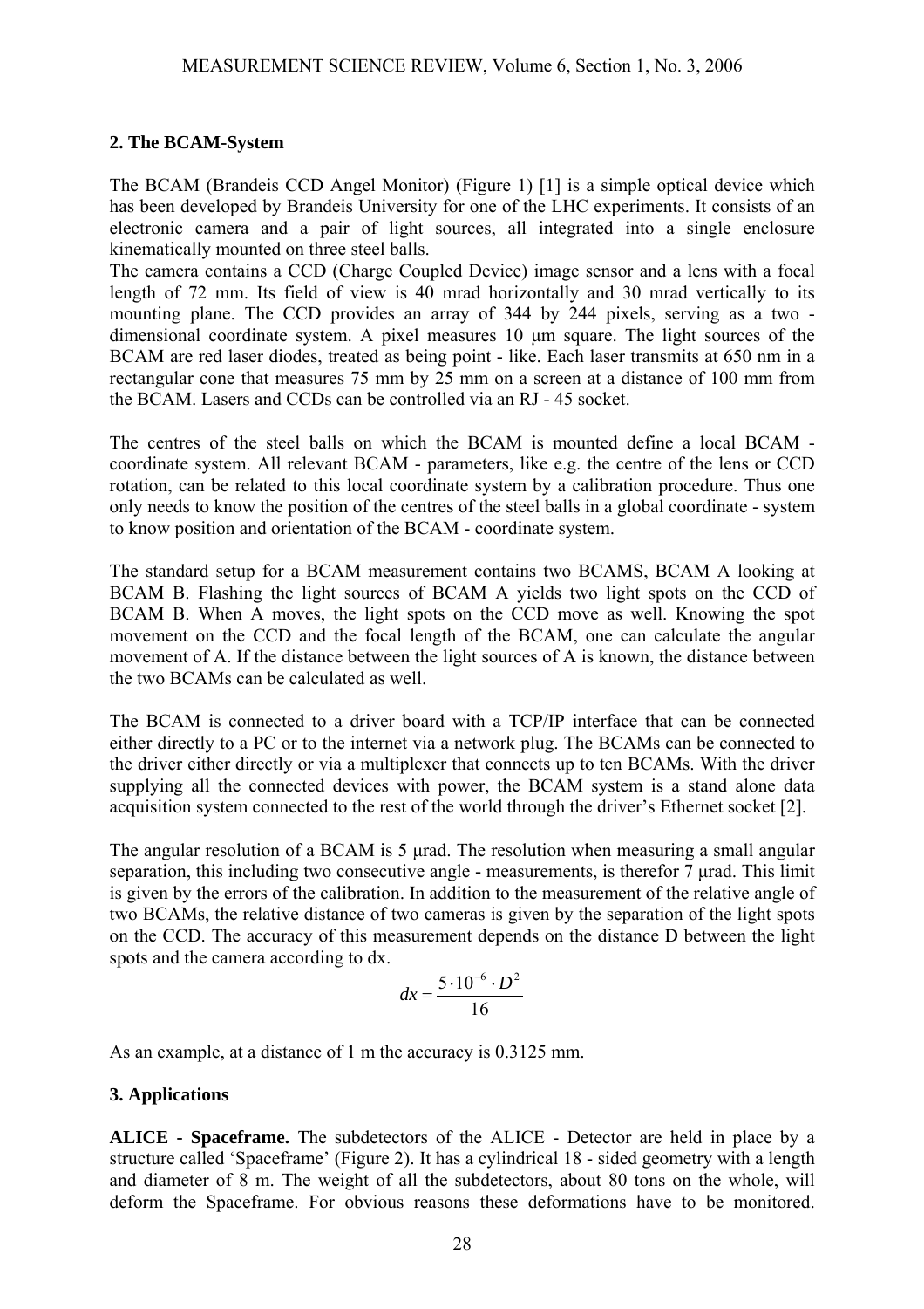## 2. The BCAM-System

The BCAM (Brandeis CCD Angel Monitor) (Figure 1) [1] is a simple optical device which has been developed by Brandeis University for one of the LHC experiments. It consists of an electronic camera and a pair of light sources, all integrated into a single enclosure kinematically mounted on three steel balls.
The camera contains a CCD (Charge Coupled Device) image sensor and a lens with a focal length of 72 mm. Its field of view is 40 mrad horizontally and 30 mrad vertically to its mounting plane. The CCD provides an array of 344 by 244 pixels, serving as a two - dimensional coordinate system. A pixel measures 10 μm square. The light sources of the BCAM are red laser diodes, treated as being point - like. Each laser transmits at 650 nm in a rectangular cone that measures 75 mm by 25 mm on a screen at a distance of 100 mm from the BCAM. Lasers and CCDs can be controlled via an RJ - 45 socket.

The centres of the steel balls on which the BCAM is mounted define a local BCAM - coordinate system. All relevant BCAM - parameters, like e.g. the centre of the lens or CCD rotation, can be related to this local coordinate system by a calibration procedure. Thus one only needs to know the position of the centres of the steel balls in a global coordinate - system to know position and orientation of the BCAM - coordinate system.

The standard setup for a BCAM measurement contains two BCAMS, BCAM A looking at BCAM B. Flashing the light sources of BCAM A yields two light spots on the CCD of BCAM B. When A moves, the light spots on the CCD move as well. Knowing the spot movement on the CCD and the focal length of the BCAM, one can calculate the angular movement of A. If the distance between the light sources of A is known, the distance between the two BCAMs can be calculated as well.

The BCAM is connected to a driver board with a TCP/IP interface that can be connected either directly to a PC or to the internet via a network plug. The BCAMs can be connected to the driver either directly or via a multiplexer that connects up to ten BCAMs. With the driver supplying all the connected devices with power, the BCAM system is a stand alone data acquisition system connected to the rest of the world through the driver's Ethernet socket [2].

The angular resolution of a BCAM is 5 μrad. The resolution when measuring a small angular separation, this including two consecutive angle - measurements, is therefor 7 μrad. This limit is given by the errors of the calibration. In addition to the measurement of the relative angle of two BCAMs, the relative distance of two cameras is given by the separation of the light spots on the CCD. The accuracy of this measurement depends on the distance D between the light spots and the camera according to dx.

$$dx = \frac{5 \cdot 10^{-6} \cdot D^2}{16}$$

As an example, at a distance of 1 m the accuracy is 0.3125 mm.

## 3. Applications

**ALICE - Spaceframe.** The subdetectors of the ALICE - Detector are held in place by a structure called 'Spaceframe' (Figure 2). It has a cylindrical 18 - sided geometry with a length and diameter of 8 m. The weight of all the subdetectors, about 80 tons on the whole, will deform the Spaceframe. For obvious reasons these deformations have to be monitored.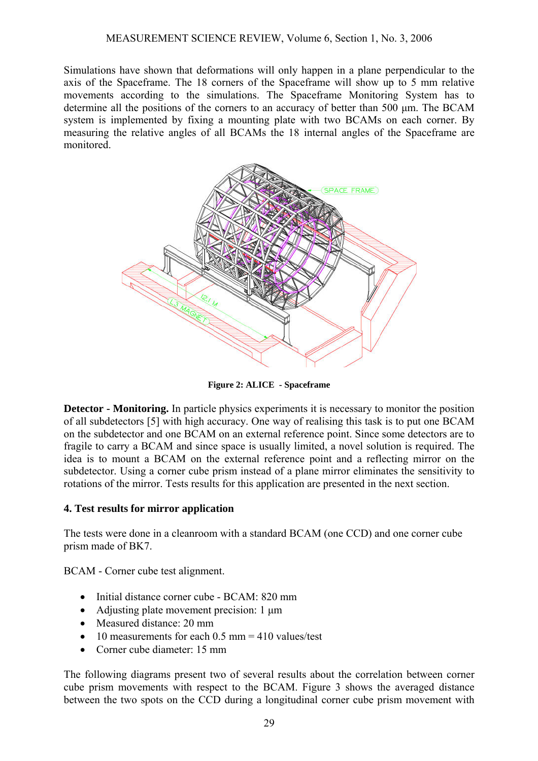Simulations have shown that deformations will only happen in a plane perpendicular to the axis of the Spaceframe. The 18 corners of the Spaceframe will show up to 5 mm relative movements according to the simulations. The Spaceframe Monitoring System has to determine all the positions of the corners to an accuracy of better than 500 µm. The BCAM system is implemented by fixing a mounting plate with two BCAMs on each corner. By measuring the relative angles of all BCAMs the 18 internal angles of the Spaceframe are monitored.

**Figure 2: ALICE - Spaceframe**

**Detector - Monitoring.** In particle physics experiments it is necessary to monitor the position of all subdetectors [5] with high accuracy. One way of realising this task is to put one BCAM on the subdetector and one BCAM on an external reference point. Since some detectors are to fragile to carry a BCAM and since space is usually limited, a novel solution is required. The idea is to mount a BCAM on the external reference point and a reflecting mirror on the subdetector. Using a corner cube prism instead of a plane mirror eliminates the sensitivity to rotations of the mirror. Tests results for this application are presented in the next section.

### 4. Test results for mirror application

The tests were done in a cleanroom with a standard BCAM (one CCD) and one corner cube prism made of BK7.

BCAM - Corner cube test alignment.

- Initial distance corner cube - BCAM: 820 mm
- Adjusting plate movement precision: 1 µm
- Measured distance: 20 mm
- 10 measurements for each 0.5 mm = 410 values/test
- Corner cube diameter: 15 mm

The following diagrams present two of several results about the correlation between corner cube prism movements with respect to the BCAM. Figure 3 shows the averaged distance between the two spots on the CCD during a longitudinal corner cube prism movement with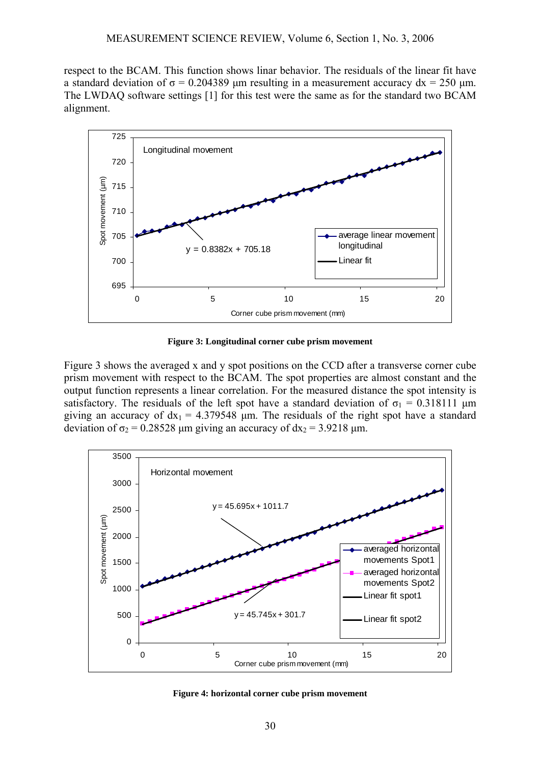respect to the BCAM. This function shows linar behavior. The residuals of the linear fit have a standard deviation of $\sigma = 0.204389$ µm resulting in a measurement accuracy dx = 250 µm. The LWDAQ software settings [1] for this test were the same as for the standard two BCAM alignment.

**Figure 3: Longitudinal corner cube prism movement**

Figure 3 shows the averaged x and y spot positions on the CCD after a transverse corner cube prism movement with respect to the BCAM. The spot properties are almost constant and the output function represents a linear correlation. For the measured distance the spot intensity is satisfactory. The residuals of the left spot have a standard deviation of $\sigma_1 = 0.318111$ µm giving an accuracy of $dx_1 = 4.379548$ µm. The residuals of the right spot have a standard deviation of $\sigma_2 = 0.28528$ µm giving an accuracy of $dx_2 = 3.9218$ µm.

**Figure 4: horizontal corner cube prism movement**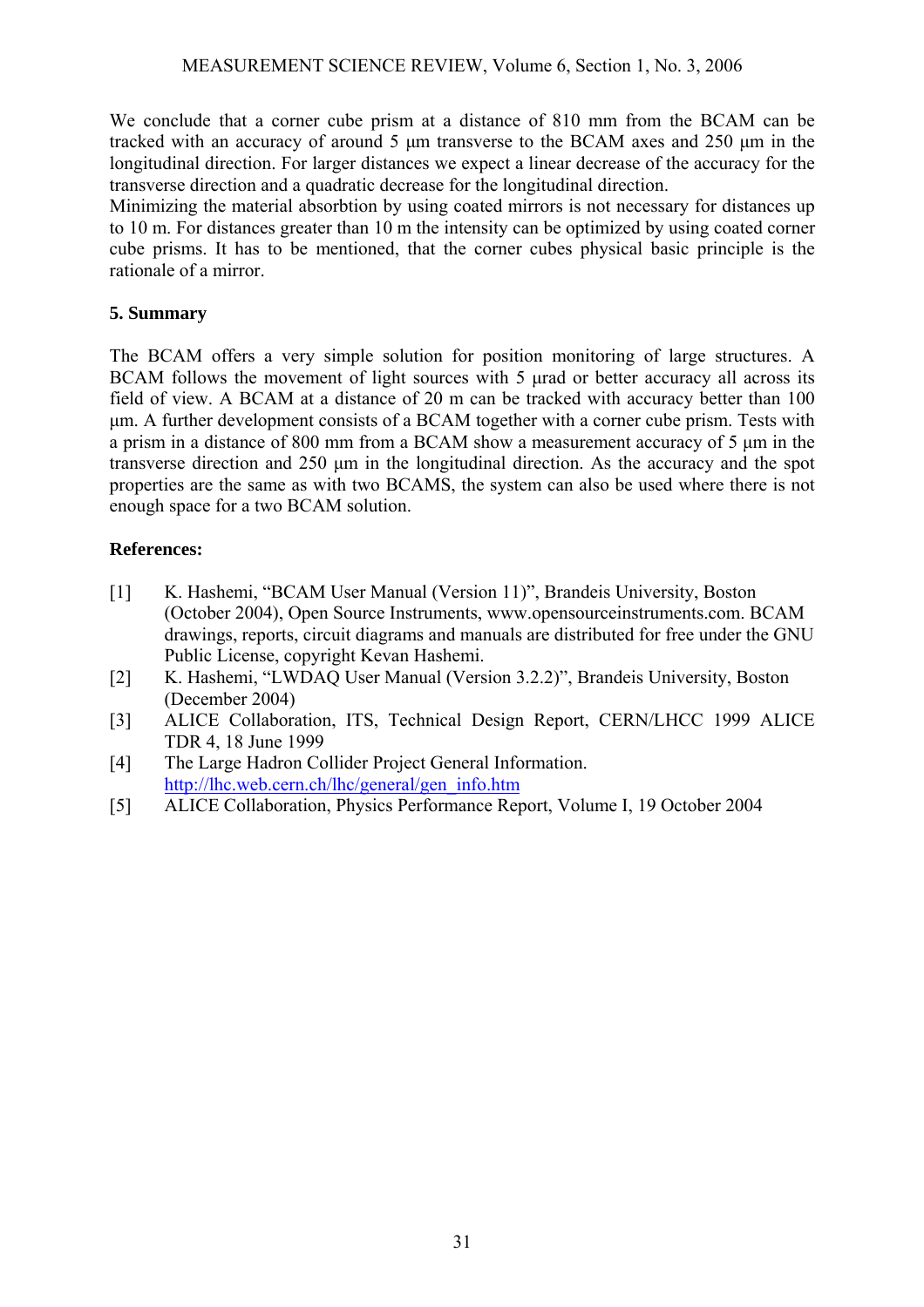We conclude that a corner cube prism at a distance of 810 mm from the BCAM can be tracked with an accuracy of around 5 µm transverse to the BCAM axes and 250 µm in the longitudinal direction. For larger distances we expect a linear decrease of the accuracy for the transverse direction and a quadratic decrease for the longitudinal direction.
Minimizing the material absorbtion by using coated mirrors is not necessary for distances up to 10 m. For distances greater than 10 m the intensity can be optimized by using coated corner cube prisms. It has to be mentioned, that the corner cubes physical basic principle is the rationale of a mirror.

## 5. Summary

The BCAM offers a very simple solution for position monitoring of large structures. A BCAM follows the movement of light sources with 5 µrad or better accuracy all across its field of view. A BCAM at a distance of 20 m can be tracked with accuracy better than 100 µm. A further development consists of a BCAM together with a corner cube prism. Tests with a prism in a distance of 800 mm from a BCAM show a measurement accuracy of 5 µm in the transverse direction and 250 µm in the longitudinal direction. As the accuracy and the spot properties are the same as with two BCAMS, the system can also be used where there is not enough space for a two BCAM solution.

## References:

[1] K. Hashemi, "BCAM User Manual (Version 11)", Brandeis University, Boston (October 2004), Open Source Instruments, www.opensourceinstruments.com. BCAM drawings, reports, circuit diagrams and manuals are distributed for free under the GNU Public License, copyright Kevan Hashemi.

[2] K. Hashemi, "LWDAQ User Manual (Version 3.2.2)", Brandeis University, Boston (December 2004)

[3] ALICE Collaboration, ITS, Technical Design Report, CERN/LHCC 1999 ALICE TDR 4, 18 June 1999

[4] The Large Hadron Collider Project General Information. http://lhc.web.cern.ch/lhc/general/gen_info.htm

[5] ALICE Collaboration, Physics Performance Report, Volume I, 19 October 2004